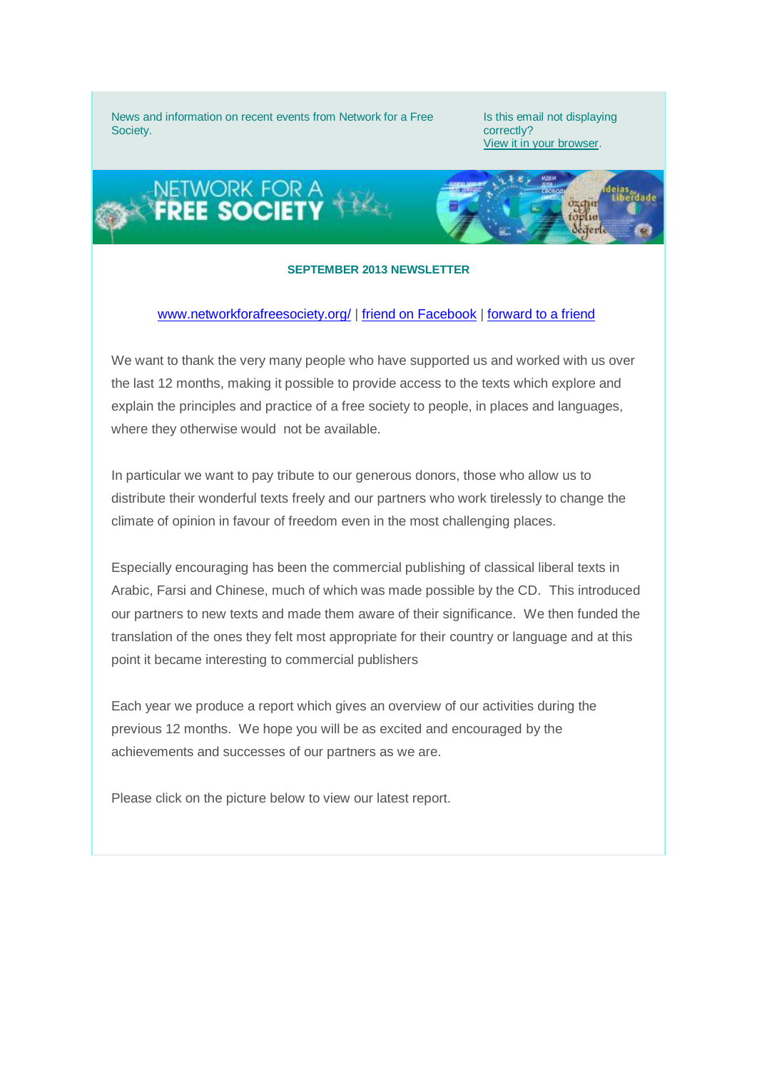News and information on recent events from Network for a Free Society.

Is this email not displaying correctly?
View it in your browser.

**SEPTEMBER 2013 NEWSLETTER**

www.networkforafreesociety.org/ | friend on Facebook | forward to a friend

We want to thank the very many people who have supported us and worked with us over the last 12 months, making it possible to provide access to the texts which explore and explain the principles and practice of a free society to people, in places and languages, where they otherwise would  not be available.

In particular we want to pay tribute to our generous donors, those who allow us to distribute their wonderful texts freely and our partners who work tirelessly to change the climate of opinion in favour of freedom even in the most challenging places.

Especially encouraging has been the commercial publishing of classical liberal texts in Arabic, Farsi and Chinese, much of which was made possible by the CD.  This introduced our partners to new texts and made them aware of their significance.  We then funded the translation of the ones they felt most appropriate for their country or language and at this point it became interesting to commercial publishers

Each year we produce a report which gives an overview of our activities during the previous 12 months.  We hope you will be as excited and encouraged by the achievements and successes of our partners as we are.

Please click on the picture below to view our latest report.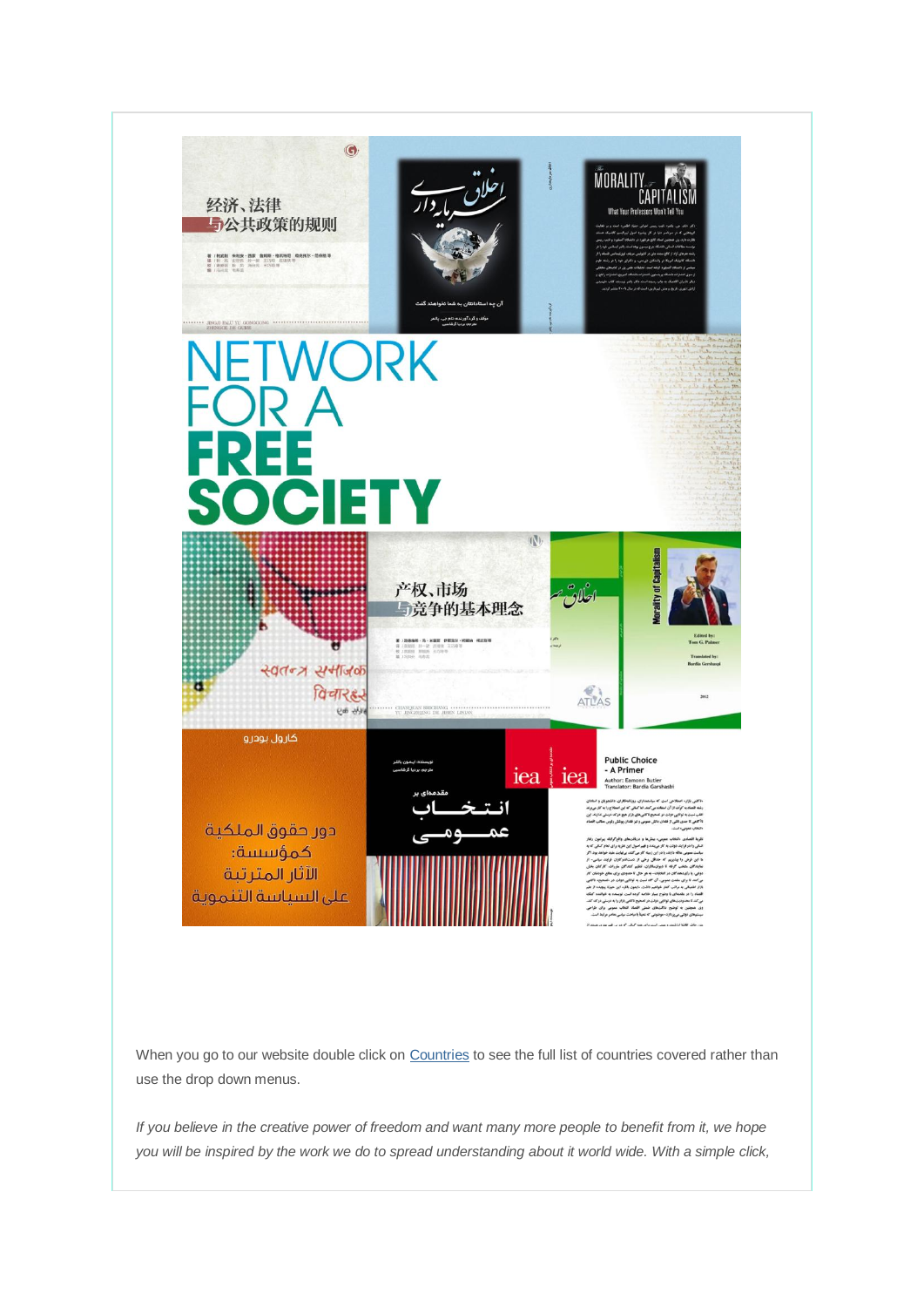When you go to our website double click on Countries to see the full list of countries covered rather than use the drop down menus.

*If you believe in the creative power of freedom and want many more people to benefit from it, we hope you will be inspired by the work we do to spread understanding about it world wide. With a simple click,*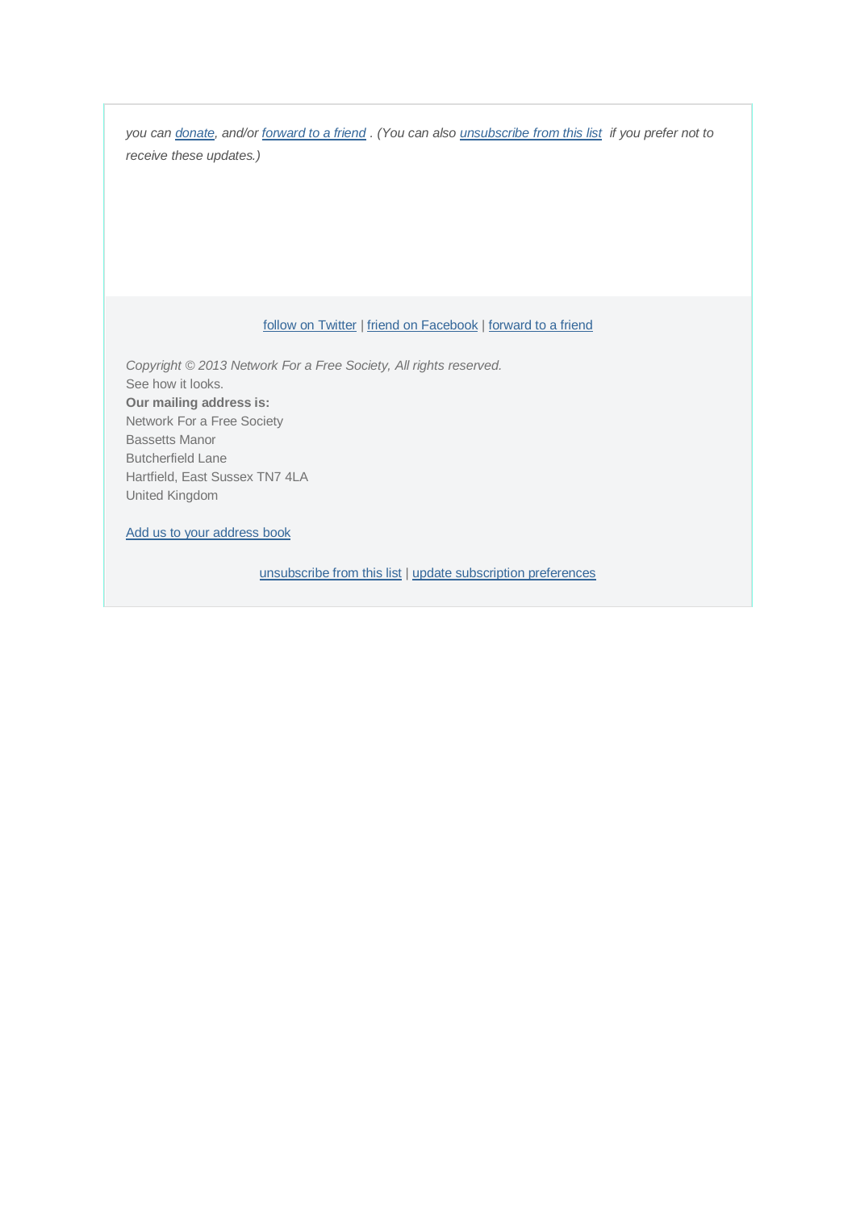*you can donate, and/or forward to a friend . (You can also unsubscribe from this list if you prefer not to receive these updates.)*

follow on Twitter | friend on Facebook | forward to a friend

*Copyright © 2013 Network For a Free Society, All rights reserved.*
See how it looks.
**Our mailing address is:**
Network For a Free Society
Bassetts Manor
Butcherfield Lane
Hartfield, East Sussex TN7 4LA
United Kingdom

Add us to your address book

unsubscribe from this list | update subscription preferences